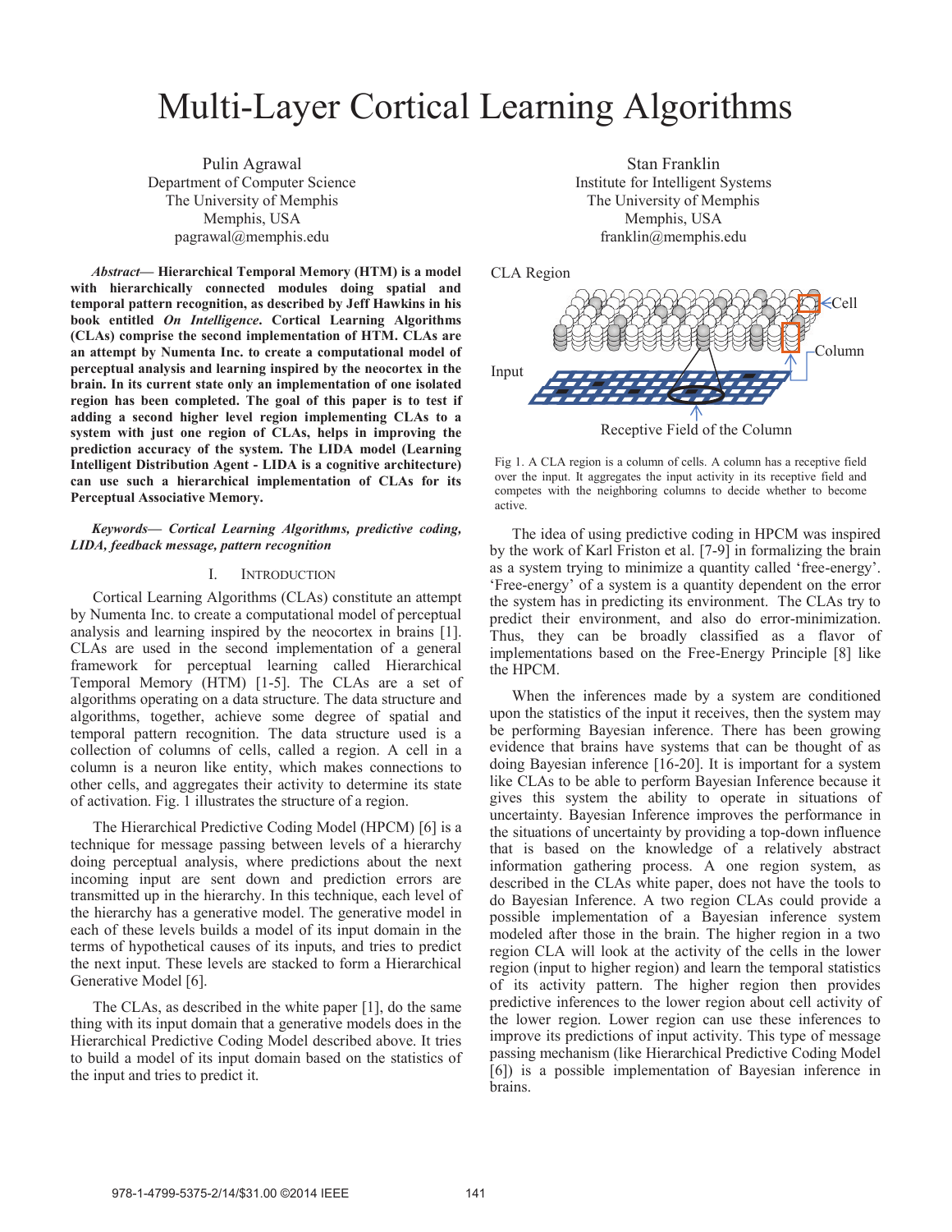# Multi-Layer Cortical Learning Algorithms

Pulin Agrawal
Department of Computer Science
The University of Memphis
Memphis, USA
pagrawal@memphis.edu

Stan Franklin
Institute for Intelligent Systems
The University of Memphis
Memphis, USA
franklin@memphis.edu

***Abstract*— Hierarchical Temporal Memory (HTM) is a model with hierarchically connected modules doing spatial and temporal pattern recognition, as described by Jeff Hawkins in his book entitled *On Intelligence*. Cortical Learning Algorithms (CLAs) comprise the second implementation of HTM. CLAs are an attempt by Numenta Inc. to create a computational model of perceptual analysis and learning inspired by the neocortex in the brain. In its current state only an implementation of one isolated region has been completed. The goal of this paper is to test if adding a second higher level region implementing CLAs to a system with just one region of CLAs, helps in improving the prediction accuracy of the system. The LIDA model (Learning Intelligent Distribution Agent - LIDA is a cognitive architecture) can use such a hierarchical implementation of CLAs for its Perceptual Associative Memory.**

***Keywords*— *Cortical Learning Algorithms, predictive coding, LIDA, feedback message, pattern recognition***

## I. Introduction

Cortical Learning Algorithms (CLAs) constitute an attempt by Numenta Inc. to create a computational model of perceptual analysis and learning inspired by the neocortex in brains [1]. CLAs are used in the second implementation of a general framework for perceptual learning called Hierarchical Temporal Memory (HTM) [1-5]. The CLAs are a set of algorithms operating on a data structure. The data structure and algorithms, together, achieve some degree of spatial and temporal pattern recognition. The data structure used is a collection of columns of cells, called a region. A cell in a column is a neuron like entity, which makes connections to other cells, and aggregates their activity to determine its state of activation. Fig. 1 illustrates the structure of a region.

The Hierarchical Predictive Coding Model (HPCM) [6] is a technique for message passing between levels of a hierarchy doing perceptual analysis, where predictions about the next incoming input are sent down and prediction errors are transmitted up in the hierarchy. In this technique, each level of the hierarchy has a generative model. The generative model in each of these levels builds a model of its input domain in the terms of hypothetical causes of its inputs, and tries to predict the next input. These levels are stacked to form a Hierarchical Generative Model [6].

The CLAs, as described in the white paper [1], do the same thing with its input domain that a generative models does in the Hierarchical Predictive Coding Model described above. It tries to build a model of its input domain based on the statistics of the input and tries to predict it.

CLA Region — Cell — Column — Input — Receptive Field of the Column

Fig 1. A CLA region is a column of cells. A column has a receptive field over the input. It aggregates the input activity in its receptive field and competes with the neighboring columns to decide whether to become active.

The idea of using predictive coding in HPCM was inspired by the work of Karl Friston et al. [7-9] in formalizing the brain as a system trying to minimize a quantity called 'free-energy'. 'Free-energy' of a system is a quantity dependent on the error the system has in predicting its environment. The CLAs try to predict their environment, and also do error-minimization. Thus, they can be broadly classified as a flavor of implementations based on the Free-Energy Principle [8] like the HPCM.

When the inferences made by a system are conditioned upon the statistics of the input it receives, then the system may be performing Bayesian inference. There has been growing evidence that brains have systems that can be thought of as doing Bayesian inference [16-20]. It is important for a system like CLAs to be able to perform Bayesian Inference because it gives this system the ability to operate in situations of uncertainty. Bayesian Inference improves the performance in the situations of uncertainty by providing a top-down influence that is based on the knowledge of a relatively abstract information gathering process. A one region system, as described in the CLAs white paper, does not have the tools to do Bayesian Inference. A two region CLAs could provide a possible implementation of a Bayesian inference system modeled after those in the brain. The higher region in a two region CLA will look at the activity of the cells in the lower region (input to higher region) and learn the temporal statistics of its activity pattern. The higher region then provides predictive inferences to the lower region about cell activity of the lower region. Lower region can use these inferences to improve its predictions of input activity. This type of message passing mechanism (like Hierarchical Predictive Coding Model [6]) is a possible implementation of Bayesian inference in brains.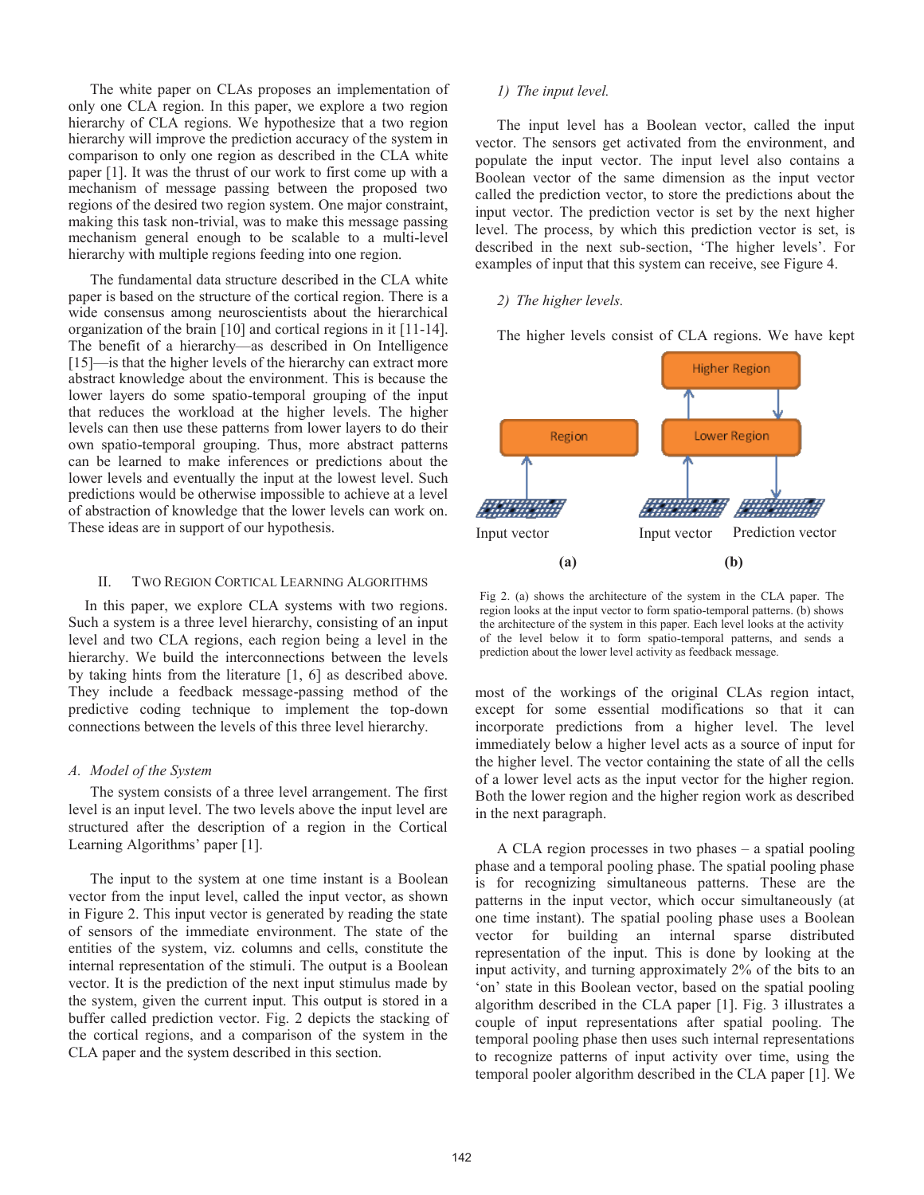The white paper on CLAs proposes an implementation of only one CLA region. In this paper, we explore a two region hierarchy of CLA regions. We hypothesize that a two region hierarchy will improve the prediction accuracy of the system in comparison to only one region as described in the CLA white paper [1]. It was the thrust of our work to first come up with a mechanism of message passing between the proposed two regions of the desired two region system. One major constraint, making this task non-trivial, was to make this message passing mechanism general enough to be scalable to a multi-level hierarchy with multiple regions feeding into one region.

The fundamental data structure described in the CLA white paper is based on the structure of the cortical region. There is a wide consensus among neuroscientists about the hierarchical organization of the brain [10] and cortical regions in it [11-14]. The benefit of a hierarchy—as described in On Intelligence [15]—is that the higher levels of the hierarchy can extract more abstract knowledge about the environment. This is because the lower layers do some spatio-temporal grouping of the input that reduces the workload at the higher levels. The higher levels can then use these patterns from lower layers to do their own spatio-temporal grouping. Thus, more abstract patterns can be learned to make inferences or predictions about the lower levels and eventually the input at the lowest level. Such predictions would be otherwise impossible to achieve at a level of abstraction of knowledge that the lower levels can work on. These ideas are in support of our hypothesis.

## II. Two Region Cortical Learning Algorithms

In this paper, we explore CLA systems with two regions. Such a system is a three level hierarchy, consisting of an input level and two CLA regions, each region being a level in the hierarchy. We build the interconnections between the levels by taking hints from the literature [1, 6] as described above. They include a feedback message-passing method of the predictive coding technique to implement the top-down connections between the levels of this three level hierarchy.

### A. Model of the System

The system consists of a three level arrangement. The first level is an input level. The two levels above the input level are structured after the description of a region in the Cortical Learning Algorithms' paper [1].

The input to the system at one time instant is a Boolean vector from the input level, called the input vector, as shown in Figure 2. This input vector is generated by reading the state of sensors of the immediate environment. The state of the entities of the system, viz. columns and cells, constitute the internal representation of the stimuli. The output is a Boolean vector. It is the prediction of the next input stimulus made by the system, given the current input. This output is stored in a buffer called prediction vector. Fig. 2 depicts the stacking of the cortical regions, and a comparison of the system in the CLA paper and the system described in this section.

#### 1) The input level.

The input level has a Boolean vector, called the input vector. The sensors get activated from the environment, and populate the input vector. The input level also contains a Boolean vector of the same dimension as the input vector called the prediction vector, to store the predictions about the input vector. The prediction vector is set by the next higher level. The process, by which this prediction vector is set, is described in the next sub-section, 'The higher levels'. For examples of input that this system can receive, see Figure 4.

#### 2) The higher levels.

The higher levels consist of CLA regions. We have kept most of the workings of the original CLAs region intact, except for some essential modifications so that it can incorporate predictions from a higher level. The level immediately below a higher level acts as a source of input for the higher level. The vector containing the state of all the cells of a lower level acts as the input vector for the higher region. Both the lower region and the higher region work as described in the next paragraph.

Region | Higher Region | Lower Region | Input vector | Input vector | Prediction vector | (a) | (b)

Fig 2. (a) shows the architecture of the system in the CLA paper. The region looks at the input vector to form spatio-temporal patterns. (b) shows the architecture of the system in this paper. Each level looks at the activity of the level below it to form spatio-temporal patterns, and sends a prediction about the lower level activity as feedback message.

A CLA region processes in two phases – a spatial pooling phase and a temporal pooling phase. The spatial pooling phase is for recognizing simultaneous patterns. These are the patterns in the input vector, which occur simultaneously (at one time instant). The spatial pooling phase uses a Boolean vector for building an internal sparse distributed representation of the input. This is done by looking at the input activity, and turning approximately 2% of the bits to an 'on' state in this Boolean vector, based on the spatial pooling algorithm described in the CLA paper [1]. Fig. 3 illustrates a couple of input representations after spatial pooling. The temporal pooling phase then uses such internal representations to recognize patterns of input activity over time, using the temporal pooler algorithm described in the CLA paper [1]. We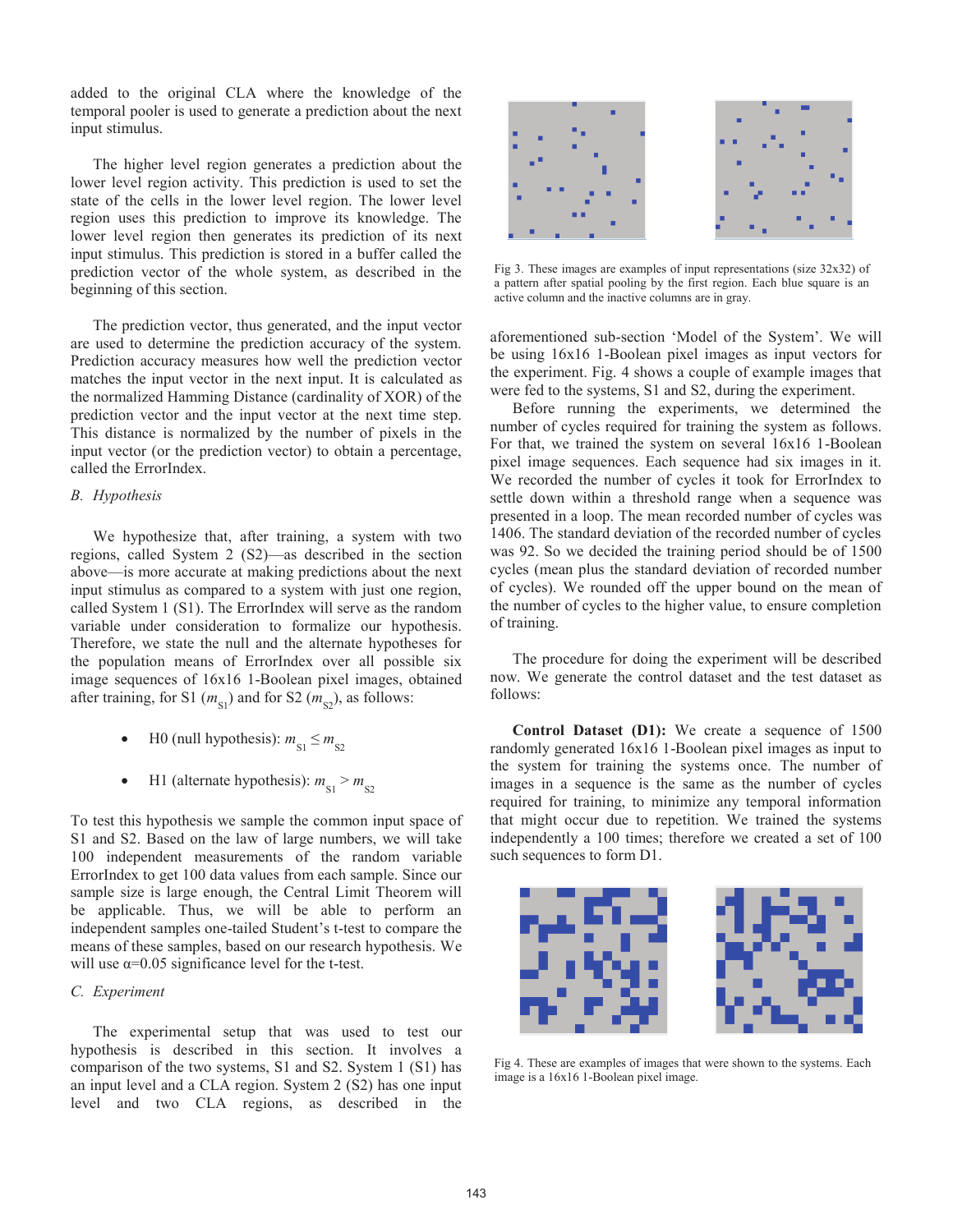added to the original CLA where the knowledge of the temporal pooler is used to generate a prediction about the next input stimulus.

The higher level region generates a prediction about the lower level region activity. This prediction is used to set the state of the cells in the lower level region. The lower level region uses this prediction to improve its knowledge. The lower level region then generates its prediction of its next input stimulus. This prediction is stored in a buffer called the prediction vector of the whole system, as described in the beginning of this section.

The prediction vector, thus generated, and the input vector are used to determine the prediction accuracy of the system. Prediction accuracy measures how well the prediction vector matches the input vector in the next input. It is calculated as the normalized Hamming Distance (cardinality of XOR) of the prediction vector and the input vector at the next time step. This distance is normalized by the number of pixels in the input vector (or the prediction vector) to obtain a percentage, called the ErrorIndex.

### B. Hypothesis

We hypothesize that, after training, a system with two regions, called System 2 (S2)—as described in the section above—is more accurate at making predictions about the next input stimulus as compared to a system with just one region, called System 1 (S1). The ErrorIndex will serve as the random variable under consideration to formalize our hypothesis. Therefore, we state the null and the alternate hypotheses for the population means of ErrorIndex over all possible six image sequences of 16x16 1-Boolean pixel images, obtained after training, for S1 ($m_{S1}$) and for S2 ($m_{S2}$), as follows:

- H0 (null hypothesis): $m_{S1} \leq m_{S2}$
- H1 (alternate hypothesis): $m_{S1} > m_{S2}$

To test this hypothesis we sample the common input space of S1 and S2. Based on the law of large numbers, we will take 100 independent measurements of the random variable ErrorIndex to get 100 data values from each sample. Since our sample size is large enough, the Central Limit Theorem will be applicable. Thus, we will be able to perform an independent samples one-tailed Student's t-test to compare the means of these samples, based on our research hypothesis. We will use $\alpha$=0.05 significance level for the t-test.

### C. Experiment

The experimental setup that was used to test our hypothesis is described in this section. It involves a comparison of the two systems, S1 and S2. System 1 (S1) has an input level and a CLA region. System 2 (S2) has one input level and two CLA regions, as described in the aforementioned sub-section 'Model of the System'. We will be using 16x16 1-Boolean pixel images as input vectors for the experiment. Fig. 4 shows a couple of example images that were fed to the systems, S1 and S2, during the experiment.

Fig 3. These images are examples of input representations (size 32x32) of a pattern after spatial pooling by the first region. Each blue square is an active column and the inactive columns are in gray.

Before running the experiments, we determined the number of cycles required for training the system as follows. For that, we trained the system on several 16x16 1-Boolean pixel image sequences. Each sequence had six images in it. We recorded the number of cycles it took for ErrorIndex to settle down within a threshold range when a sequence was presented in a loop. The mean recorded number of cycles was 1406. The standard deviation of the recorded number of cycles was 92. So we decided the training period should be of 1500 cycles (mean plus the standard deviation of recorded number of cycles). We rounded off the upper bound on the mean of the number of cycles to the higher value, to ensure completion of training.

The procedure for doing the experiment will be described now. We generate the control dataset and the test dataset as follows:

**Control Dataset (D1):** We create a sequence of 1500 randomly generated 16x16 1-Boolean pixel images as input to the system for training the systems once. The number of images in a sequence is the same as the number of cycles required for training, to minimize any temporal information that might occur due to repetition. We trained the systems independently a 100 times; therefore we created a set of 100 such sequences to form D1.

Fig 4. These are examples of images that were shown to the systems. Each image is a 16x16 1-Boolean pixel image.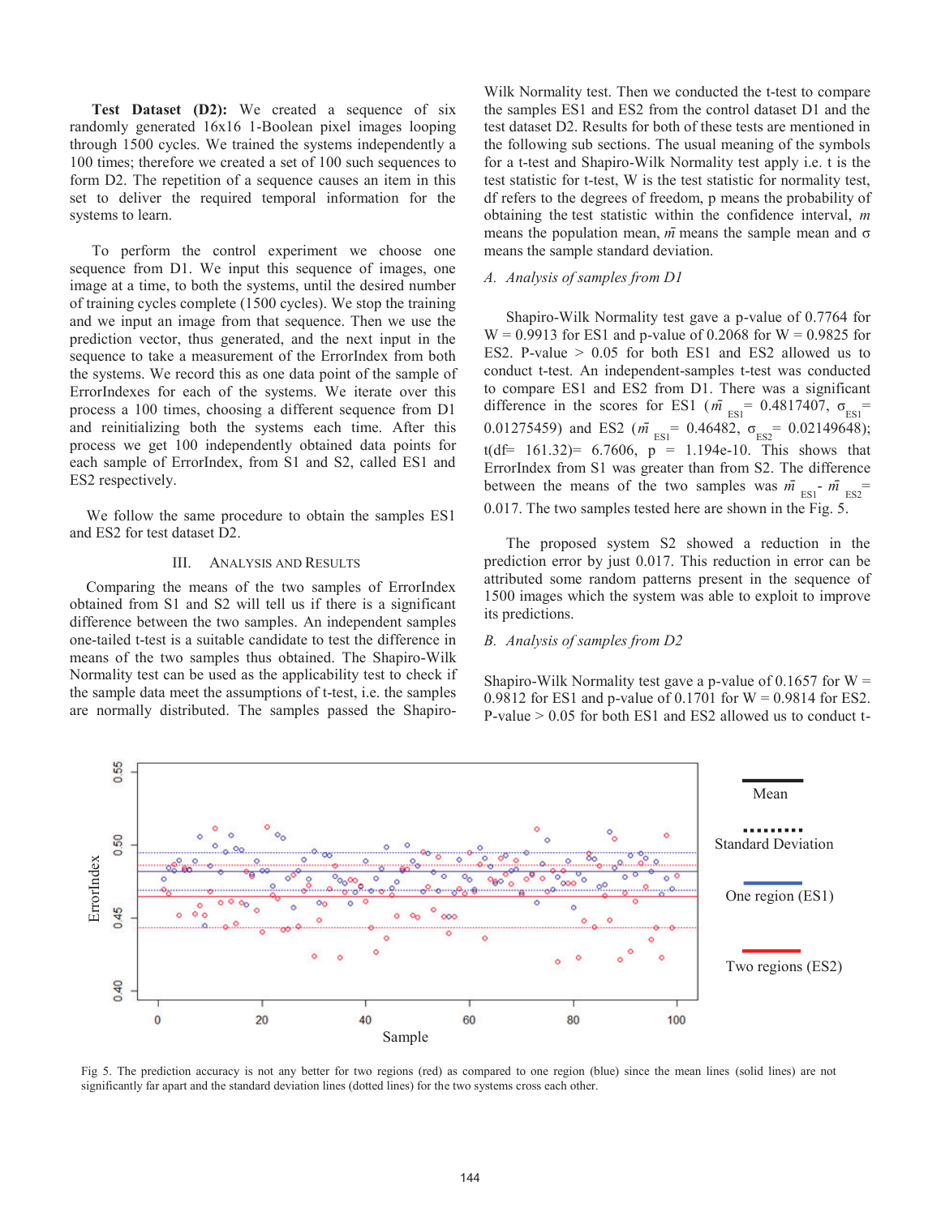**Test Dataset (D2):** We created a sequence of six randomly generated 16x16 1-Boolean pixel images looping through 1500 cycles. We trained the systems independently a 100 times; therefore we created a set of 100 such sequences to form D2. The repetition of a sequence causes an item in this set to deliver the required temporal information for the systems to learn.

To perform the control experiment we choose one sequence from D1. We input this sequence of images, one image at a time, to both the systems, until the desired number of training cycles complete (1500 cycles). We stop the training and we input an image from that sequence. Then we use the prediction vector, thus generated, and the next input in the sequence to take a measurement of the ErrorIndex from both the systems. We record this as one data point of the sample of ErrorIndexes for each of the systems. We iterate over this process a 100 times, choosing a different sequence from D1 and reinitializing both the systems each time. After this process we get 100 independently obtained data points for each sample of ErrorIndex, from S1 and S2, called ES1 and ES2 respectively.

We follow the same procedure to obtain the samples ES1 and ES2 for test dataset D2.

## III. Analysis and Results

Comparing the means of the two samples of ErrorIndex obtained from S1 and S2 will tell us if there is a significant difference between the two samples. An independent samples one-tailed t-test is a suitable candidate to test the difference in means of the two samples thus obtained. The Shapiro-Wilk Normality test can be used as the applicability test to check if the sample data meet the assumptions of t-test, i.e. the samples are normally distributed. The samples passed the Shapiro-Wilk Normality test. Then we conducted the t-test to compare the samples ES1 and ES2 from the control dataset D1 and the test dataset D2. Results for both of these tests are mentioned in the following sub sections. The usual meaning of the symbols for a t-test and Shapiro-Wilk Normality test apply i.e. t is the test statistic for t-test, W is the test statistic for normality test, df refers to the degrees of freedom, p means the probability of obtaining the test statistic within the confidence interval, $m$ means the population mean, $\bar{m}$ means the sample mean and $\sigma$ means the sample standard deviation.

### *A. Analysis of samples from D1*

Shapiro-Wilk Normality test gave a p-value of 0.7764 for W = 0.9913 for ES1 and p-value of 0.2068 for W = 0.9825 for ES2. P-value > 0.05 for both ES1 and ES2 allowed us to conduct t-test. An independent-samples t-test was conducted to compare ES1 and ES2 from D1. There was a significant difference in the scores for ES1 ($\bar{m}_{ES1}$= 0.4817407, $\sigma_{ES1}$= 0.01275459) and ES2 ($\bar{m}_{ES1}$= 0.46482, $\sigma_{ES2}$= 0.02149648); t(df= 161.32)= 6.7606, p = 1.194e-10. This shows that ErrorIndex from S1 was greater than from S2. The difference between the means of the two samples was $\bar{m}_{ES1}$ - $\bar{m}_{ES2}$= 0.017. The two samples tested here are shown in the Fig. 5.

The proposed system S2 showed a reduction in the prediction error by just 0.017. This reduction in error can be attributed some random patterns present in the sequence of 1500 images which the system was able to exploit to improve its predictions.

### *B. Analysis of samples from D2*

Shapiro-Wilk Normality test gave a p-value of 0.1657 for W = 0.9812 for ES1 and p-value of 0.1701 for W = 0.9814 for ES2. P-value > 0.05 for both ES1 and ES2 allowed us to conduct t-

Fig 5. The prediction accuracy is not any better for two regions (red) as compared to one region (blue) since the mean lines (solid lines) are not significantly far apart and the standard deviation lines (dotted lines) for the two systems cross each other.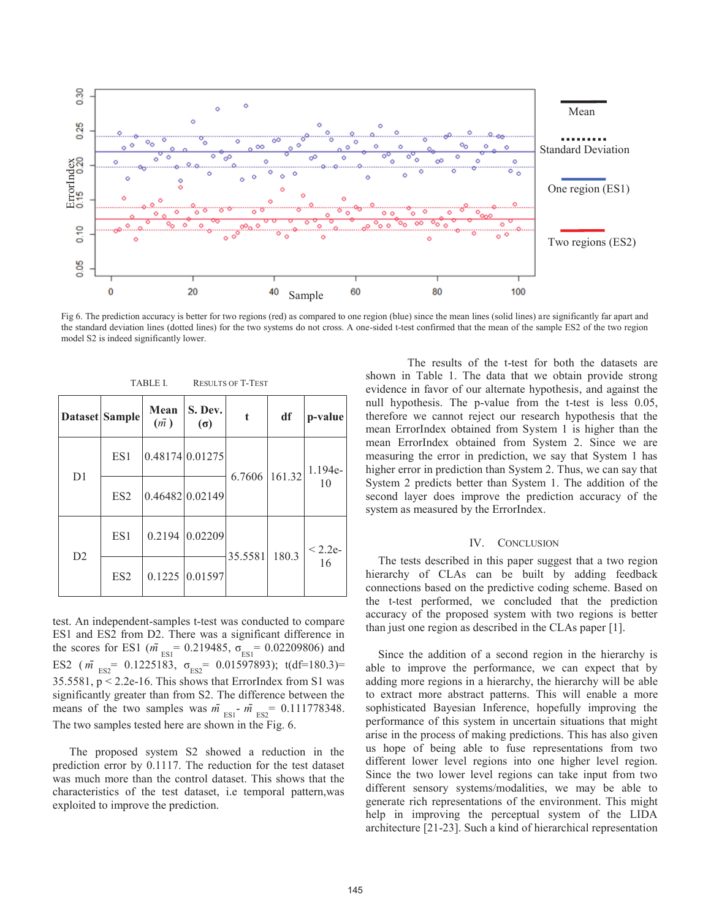Fig 6. The prediction accuracy is better for two regions (red) as compared to one region (blue) since the mean lines (solid lines) are significantly far apart and the standard deviation lines (dotted lines) for the two systems do not cross. A one-sided t-test confirmed that the mean of the sample ES2 of the two region model S2 is indeed significantly lower.

TABLE I. RESULTS OF T-TEST

| Dataset | Sample | Mean ($\bar{m}$) | S. Dev. (σ) | t | df | p-value |
|---|---|---|---|---|---|---|
| D1 | ES1 | 0.48174 | 0.01275 | 6.7606 | 161.32 | 1.194e-10 |
| | ES2 | 0.46482 | 0.02149 | | | |
| D2 | ES1 | 0.2194 | 0.02209 | 35.5581 | 180.3 | < 2.2e-16 |
| | ES2 | 0.1225 | 0.01597 | | | |

test. An independent-samples t-test was conducted to compare ES1 and ES2 from D2. There was a significant difference in the scores for ES1 ($\bar{m}_{ES1}$= 0.219485, $\sigma_{ES1}$= 0.02209806) and ES2 ($\bar{m}_{ES2}$= 0.1225183, $\sigma_{ES2}$= 0.01597893); t(df=180.3)= 35.5581, p < 2.2e-16. This shows that ErrorIndex from S1 was significantly greater than from S2. The difference between the means of the two samples was $\bar{m}_{ES1}$- $\bar{m}_{ES2}$= 0.111778348. The two samples tested here are shown in the Fig. 6.

The proposed system S2 showed a reduction in the prediction error by 0.1117. The reduction for the test dataset was much more than the control dataset. This shows that the characteristics of the test dataset, i.e temporal pattern,was exploited to improve the prediction.

The results of the t-test for both the datasets are shown in Table 1. The data that we obtain provide strong evidence in favor of our alternate hypothesis, and against the null hypothesis. The p-value from the t-test is less 0.05, therefore we cannot reject our research hypothesis that the mean ErrorIndex obtained from System 1 is higher than the mean ErrorIndex obtained from System 2. Since we are measuring the error in prediction, we say that System 1 has higher error in prediction than System 2. Thus, we can say that System 2 predicts better than System 1. The addition of the second layer does improve the prediction accuracy of the system as measured by the ErrorIndex.

## IV. CONCLUSION

The tests described in this paper suggest that a two region hierarchy of CLAs can be built by adding feedback connections based on the predictive coding scheme. Based on the t-test performed, we concluded that the prediction accuracy of the proposed system with two regions is better than just one region as described in the CLAs paper [1].

Since the addition of a second region in the hierarchy is able to improve the performance, we can expect that by adding more regions in a hierarchy, the hierarchy will be able to extract more abstract patterns. This will enable a more sophisticated Bayesian Inference, hopefully improving the performance of this system in uncertain situations that might arise in the process of making predictions. This has also given us hope of being able to fuse representations from two different lower level regions into one higher level region. Since the two lower level regions can take input from two different sensory systems/modalities, we may be able to generate rich representations of the environment. This might help in improving the perceptual system of the LIDA architecture [21-23]. Such a kind of hierarchical representation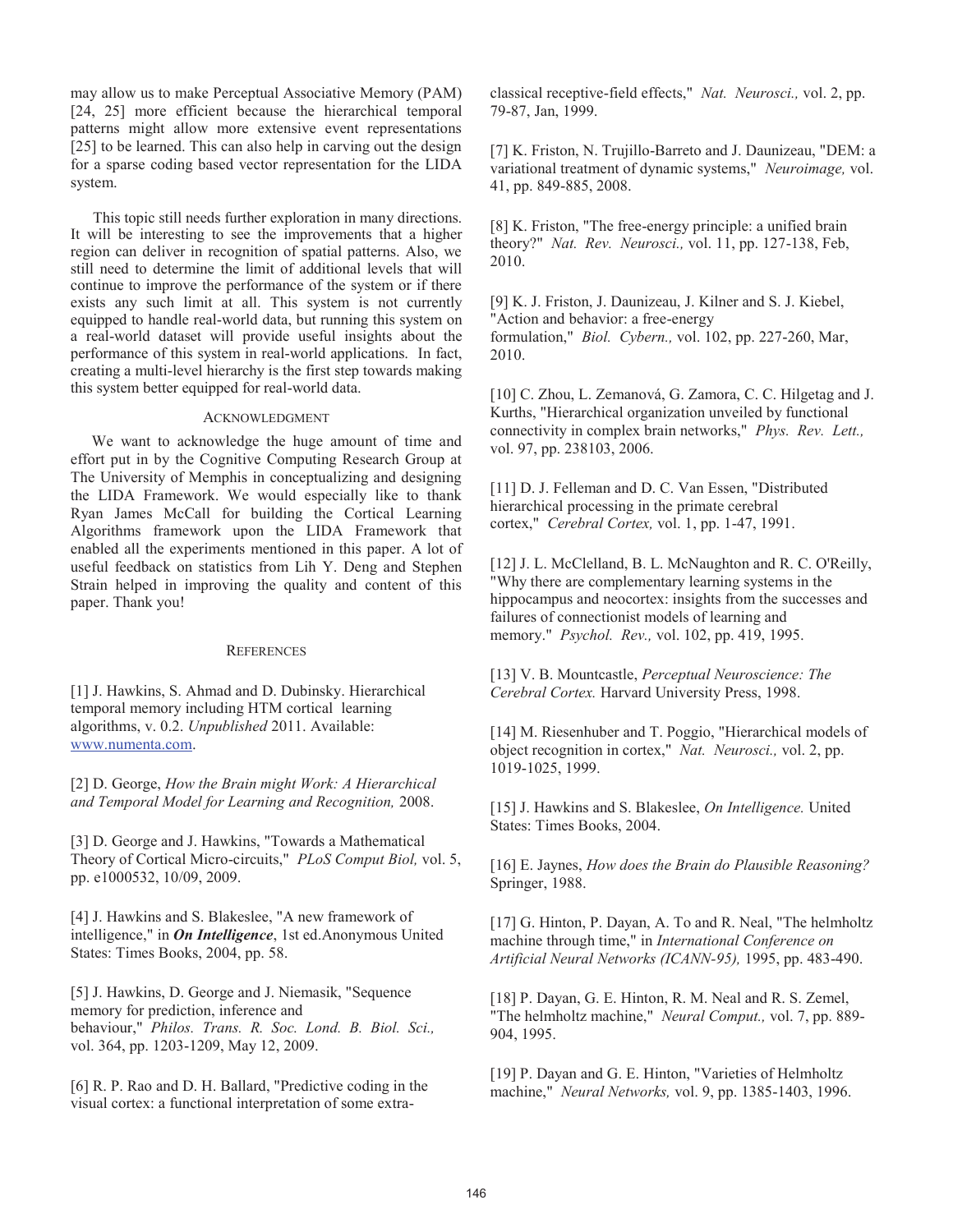may allow us to make Perceptual Associative Memory (PAM) [24, 25] more efficient because the hierarchical temporal patterns might allow more extensive event representations [25] to be learned. This can also help in carving out the design for a sparse coding based vector representation for the LIDA system.

This topic still needs further exploration in many directions. It will be interesting to see the improvements that a higher region can deliver in recognition of spatial patterns. Also, we still need to determine the limit of additional levels that will continue to improve the performance of the system or if there exists any such limit at all. This system is not currently equipped to handle real-world data, but running this system on a real-world dataset will provide useful insights about the performance of this system in real-world applications. In fact, creating a multi-level hierarchy is the first step towards making this system better equipped for real-world data.

## Acknowledgment

We want to acknowledge the huge amount of time and effort put in by the Cognitive Computing Research Group at The University of Memphis in conceptualizing and designing the LIDA Framework. We would especially like to thank Ryan James McCall for building the Cortical Learning Algorithms framework upon the LIDA Framework that enabled all the experiments mentioned in this paper. A lot of useful feedback on statistics from Lih Y. Deng and Stephen Strain helped in improving the quality and content of this paper. Thank you!

## References

[1] J. Hawkins, S. Ahmad and D. Dubinsky. Hierarchical temporal memory including HTM cortical learning algorithms, v. 0.2. *Unpublished* 2011. Available: www.numenta.com.

[2] D. George, *How the Brain might Work: A Hierarchical and Temporal Model for Learning and Recognition,* 2008.

[3] D. George and J. Hawkins, "Towards a Mathematical Theory of Cortical Micro-circuits," *PLoS Comput Biol,* vol. 5, pp. e1000532, 10/09, 2009.

[4] J. Hawkins and S. Blakeslee, "A new framework of intelligence," in ***On Intelligence***, 1st ed.Anonymous United States: Times Books, 2004, pp. 58.

[5] J. Hawkins, D. George and J. Niemasik, "Sequence memory for prediction, inference and behaviour," *Philos. Trans. R. Soc. Lond. B. Biol. Sci.,* vol. 364, pp. 1203-1209, May 12, 2009.

[6] R. P. Rao and D. H. Ballard, "Predictive coding in the visual cortex: a functional interpretation of some extra-classical receptive-field effects," *Nat. Neurosci.,* vol. 2, pp. 79-87, Jan, 1999.

[7] K. Friston, N. Trujillo-Barreto and J. Daunizeau, "DEM: a variational treatment of dynamic systems," *Neuroimage,* vol. 41, pp. 849-885, 2008.

[8] K. Friston, "The free-energy principle: a unified brain theory?" *Nat. Rev. Neurosci.,* vol. 11, pp. 127-138, Feb, 2010.

[9] K. J. Friston, J. Daunizeau, J. Kilner and S. J. Kiebel, "Action and behavior: a free-energy formulation," *Biol. Cybern.,* vol. 102, pp. 227-260, Mar, 2010.

[10] C. Zhou, L. Zemanová, G. Zamora, C. C. Hilgetag and J. Kurths, "Hierarchical organization unveiled by functional connectivity in complex brain networks," *Phys. Rev. Lett.,* vol. 97, pp. 238103, 2006.

[11] D. J. Felleman and D. C. Van Essen, "Distributed hierarchical processing in the primate cerebral cortex," *Cerebral Cortex,* vol. 1, pp. 1-47, 1991.

[12] J. L. McClelland, B. L. McNaughton and R. C. O'Reilly, "Why there are complementary learning systems in the hippocampus and neocortex: insights from the successes and failures of connectionist models of learning and memory." *Psychol. Rev.,* vol. 102, pp. 419, 1995.

[13] V. B. Mountcastle, *Perceptual Neuroscience: The Cerebral Cortex.* Harvard University Press, 1998.

[14] M. Riesenhuber and T. Poggio, "Hierarchical models of object recognition in cortex," *Nat. Neurosci.,* vol. 2, pp. 1019-1025, 1999.

[15] J. Hawkins and S. Blakeslee, *On Intelligence.* United States: Times Books, 2004.

[16] E. Jaynes, *How does the Brain do Plausible Reasoning?* Springer, 1988.

[17] G. Hinton, P. Dayan, A. To and R. Neal, "The helmholtz machine through time," in *International Conference on Artificial Neural Networks (ICANN-95),* 1995, pp. 483-490.

[18] P. Dayan, G. E. Hinton, R. M. Neal and R. S. Zemel, "The helmholtz machine," *Neural Comput.,* vol. 7, pp. 889-904, 1995.

[19] P. Dayan and G. E. Hinton, "Varieties of Helmholtz machine," *Neural Networks,* vol. 9, pp. 1385-1403, 1996.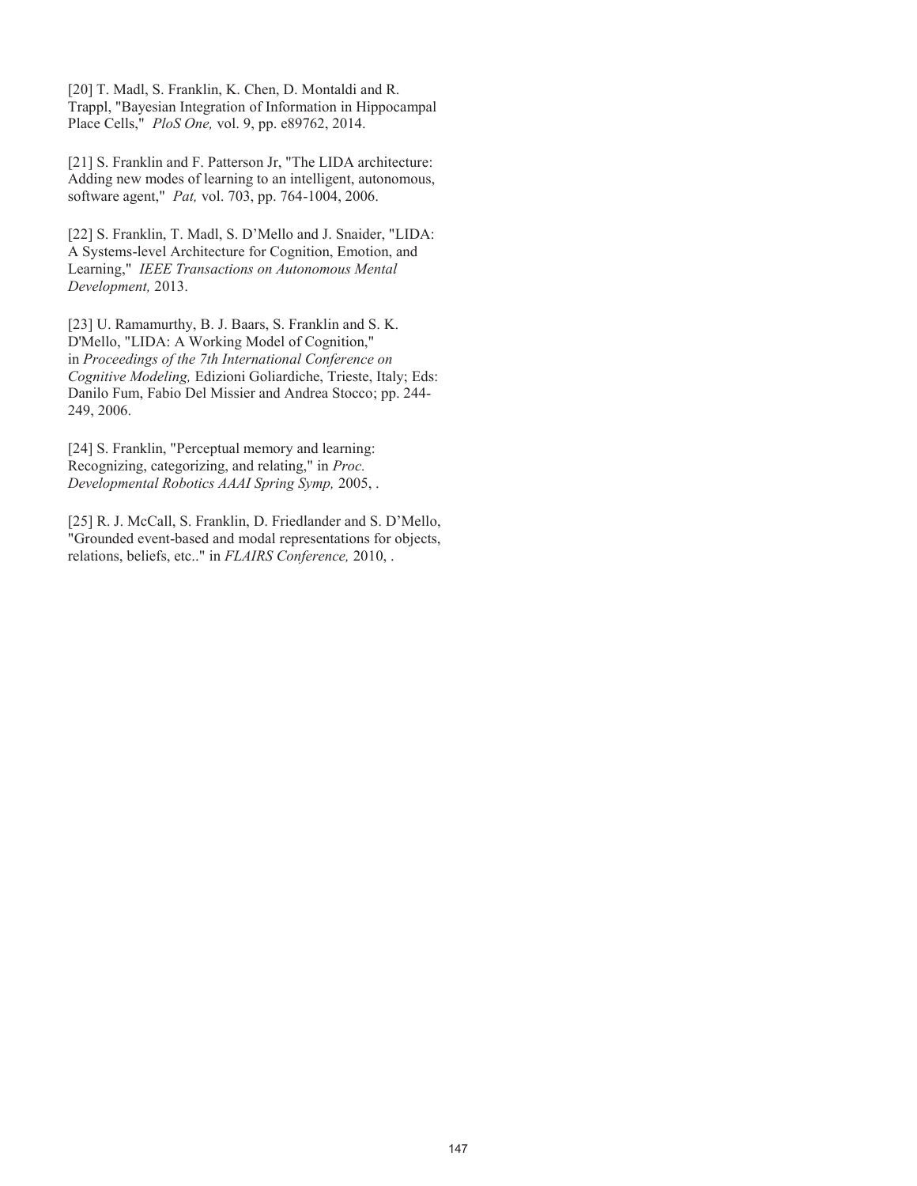[20] T. Madl, S. Franklin, K. Chen, D. Montaldi and R. Trappl, "Bayesian Integration of Information in Hippocampal Place Cells," *PloS One,* vol. 9, pp. e89762, 2014.

[21] S. Franklin and F. Patterson Jr, "The LIDA architecture: Adding new modes of learning to an intelligent, autonomous, software agent," *Pat,* vol. 703, pp. 764-1004, 2006.

[22] S. Franklin, T. Madl, S. D'Mello and J. Snaider, "LIDA: A Systems-level Architecture for Cognition, Emotion, and Learning," *IEEE Transactions on Autonomous Mental Development,* 2013.

[23] U. Ramamurthy, B. J. Baars, S. Franklin and S. K. D'Mello, "LIDA: A Working Model of Cognition," in *Proceedings of the 7th International Conference on Cognitive Modeling,* Edizioni Goliardiche, Trieste, Italy; Eds: Danilo Fum, Fabio Del Missier and Andrea Stocco; pp. 244-249, 2006.

[24] S. Franklin, "Perceptual memory and learning: Recognizing, categorizing, and relating," in *Proc. Developmental Robotics AAAI Spring Symp,* 2005, .

[25] R. J. McCall, S. Franklin, D. Friedlander and S. D'Mello, "Grounded event-based and modal representations for objects, relations, beliefs, etc.." in *FLAIRS Conference,* 2010, .